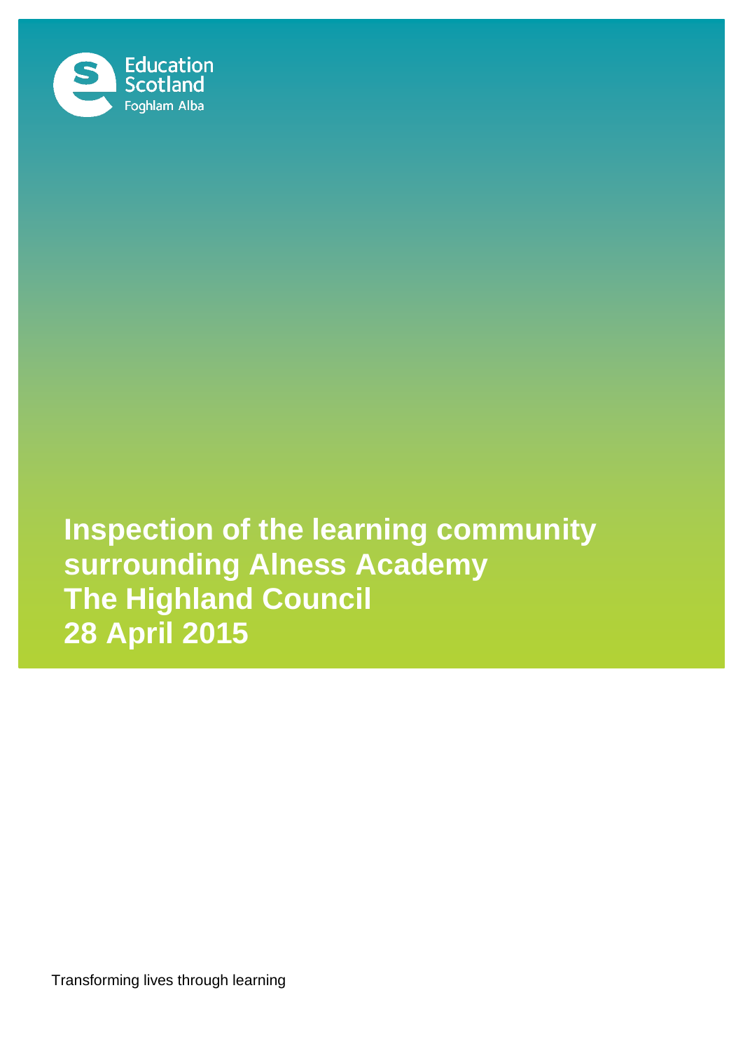Education Scotland
Foghlam Alba

# Inspection of the learning community surrounding Alness Academy
# The Highland Council
# 28 April 2015

Transforming lives through learning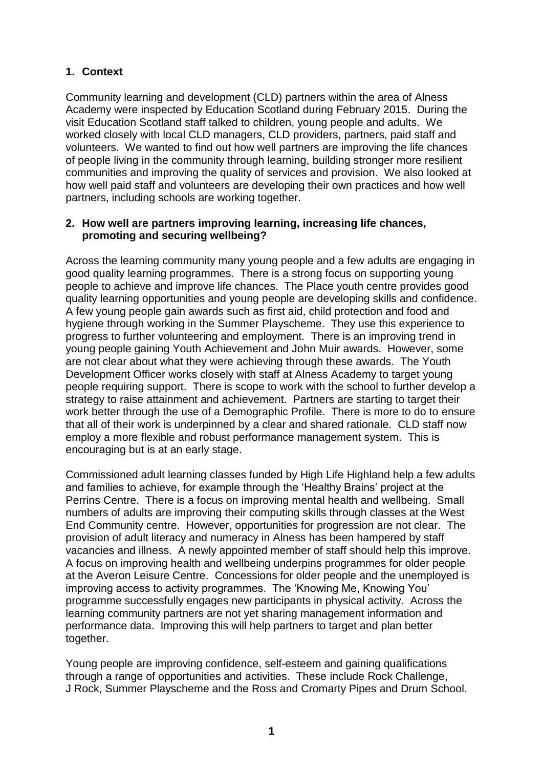## 1. Context

Community learning and development (CLD) partners within the area of Alness Academy were inspected by Education Scotland during February 2015. During the visit Education Scotland staff talked to children, young people and adults. We worked closely with local CLD managers, CLD providers, partners, paid staff and volunteers. We wanted to find out how well partners are improving the life chances of people living in the community through learning, building stronger more resilient communities and improving the quality of services and provision. We also looked at how well paid staff and volunteers are developing their own practices and how well partners, including schools are working together.

## 2. How well are partners improving learning, increasing life chances, promoting and securing wellbeing?

Across the learning community many young people and a few adults are engaging in good quality learning programmes. There is a strong focus on supporting young people to achieve and improve life chances. The Place youth centre provides good quality learning opportunities and young people are developing skills and confidence. A few young people gain awards such as first aid, child protection and food and hygiene through working in the Summer Playscheme. They use this experience to progress to further volunteering and employment. There is an improving trend in young people gaining Youth Achievement and John Muir awards. However, some are not clear about what they were achieving through these awards. The Youth Development Officer works closely with staff at Alness Academy to target young people requiring support. There is scope to work with the school to further develop a strategy to raise attainment and achievement. Partners are starting to target their work better through the use of a Demographic Profile. There is more to do to ensure that all of their work is underpinned by a clear and shared rationale. CLD staff now employ a more flexible and robust performance management system. This is encouraging but is at an early stage.

Commissioned adult learning classes funded by High Life Highland help a few adults and families to achieve, for example through the 'Healthy Brains' project at the Perrins Centre. There is a focus on improving mental health and wellbeing. Small numbers of adults are improving their computing skills through classes at the West End Community centre. However, opportunities for progression are not clear. The provision of adult literacy and numeracy in Alness has been hampered by staff vacancies and illness. A newly appointed member of staff should help this improve. A focus on improving health and wellbeing underpins programmes for older people at the Averon Leisure Centre. Concessions for older people and the unemployed is improving access to activity programmes. The 'Knowing Me, Knowing You' programme successfully engages new participants in physical activity. Across the learning community partners are not yet sharing management information and performance data. Improving this will help partners to target and plan better together.

Young people are improving confidence, self-esteem and gaining qualifications through a range of opportunities and activities. These include Rock Challenge, J Rock, Summer Playscheme and the Ross and Cromarty Pipes and Drum School.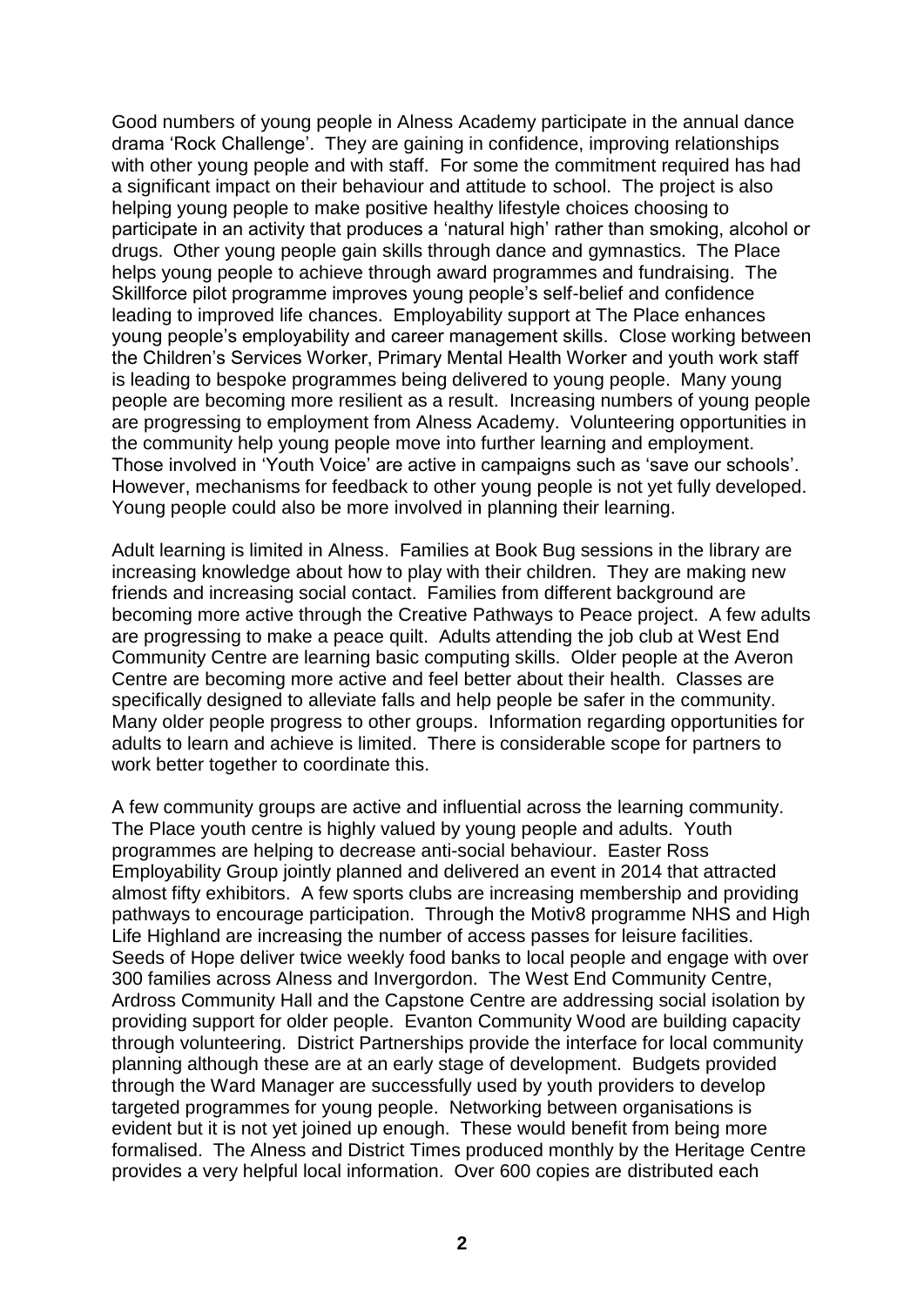Good numbers of young people in Alness Academy participate in the annual dance drama 'Rock Challenge'. They are gaining in confidence, improving relationships with other young people and with staff. For some the commitment required has had a significant impact on their behaviour and attitude to school. The project is also helping young people to make positive healthy lifestyle choices choosing to participate in an activity that produces a 'natural high' rather than smoking, alcohol or drugs. Other young people gain skills through dance and gymnastics. The Place helps young people to achieve through award programmes and fundraising. The Skillforce pilot programme improves young people's self-belief and confidence leading to improved life chances. Employability support at The Place enhances young people's employability and career management skills. Close working between the Children's Services Worker, Primary Mental Health Worker and youth work staff is leading to bespoke programmes being delivered to young people. Many young people are becoming more resilient as a result. Increasing numbers of young people are progressing to employment from Alness Academy. Volunteering opportunities in the community help young people move into further learning and employment. Those involved in 'Youth Voice' are active in campaigns such as 'save our schools'. However, mechanisms for feedback to other young people is not yet fully developed. Young people could also be more involved in planning their learning.

Adult learning is limited in Alness. Families at Book Bug sessions in the library are increasing knowledge about how to play with their children. They are making new friends and increasing social contact. Families from different background are becoming more active through the Creative Pathways to Peace project. A few adults are progressing to make a peace quilt. Adults attending the job club at West End Community Centre are learning basic computing skills. Older people at the Averon Centre are becoming more active and feel better about their health. Classes are specifically designed to alleviate falls and help people be safer in the community. Many older people progress to other groups. Information regarding opportunities for adults to learn and achieve is limited. There is considerable scope for partners to work better together to coordinate this.

A few community groups are active and influential across the learning community. The Place youth centre is highly valued by young people and adults. Youth programmes are helping to decrease anti-social behaviour. Easter Ross Employability Group jointly planned and delivered an event in 2014 that attracted almost fifty exhibitors. A few sports clubs are increasing membership and providing pathways to encourage participation. Through the Motiv8 programme NHS and High Life Highland are increasing the number of access passes for leisure facilities. Seeds of Hope deliver twice weekly food banks to local people and engage with over 300 families across Alness and Invergordon. The West End Community Centre, Ardross Community Hall and the Capstone Centre are addressing social isolation by providing support for older people. Evanton Community Wood are building capacity through volunteering. District Partnerships provide the interface for local community planning although these are at an early stage of development. Budgets provided through the Ward Manager are successfully used by youth providers to develop targeted programmes for young people. Networking between organisations is evident but it is not yet joined up enough. These would benefit from being more formalised. The Alness and District Times produced monthly by the Heritage Centre provides a very helpful local information. Over 600 copies are distributed each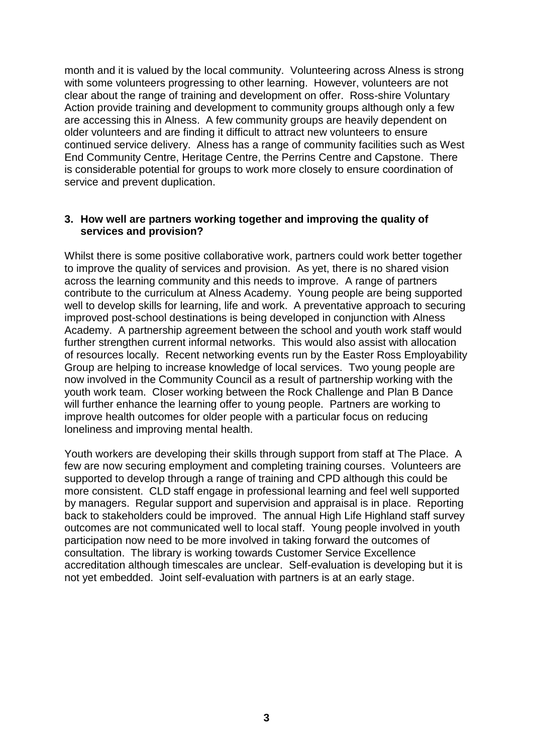month and it is valued by the local community. Volunteering across Alness is strong with some volunteers progressing to other learning. However, volunteers are not clear about the range of training and development on offer. Ross-shire Voluntary Action provide training and development to community groups although only a few are accessing this in Alness. A few community groups are heavily dependent on older volunteers and are finding it difficult to attract new volunteers to ensure continued service delivery. Alness has a range of community facilities such as West End Community Centre, Heritage Centre, the Perrins Centre and Capstone. There is considerable potential for groups to work more closely to ensure coordination of service and prevent duplication.

### 3. How well are partners working together and improving the quality of services and provision?

Whilst there is some positive collaborative work, partners could work better together to improve the quality of services and provision. As yet, there is no shared vision across the learning community and this needs to improve. A range of partners contribute to the curriculum at Alness Academy. Young people are being supported well to develop skills for learning, life and work. A preventative approach to securing improved post-school destinations is being developed in conjunction with Alness Academy. A partnership agreement between the school and youth work staff would further strengthen current informal networks. This would also assist with allocation of resources locally. Recent networking events run by the Easter Ross Employability Group are helping to increase knowledge of local services. Two young people are now involved in the Community Council as a result of partnership working with the youth work team. Closer working between the Rock Challenge and Plan B Dance will further enhance the learning offer to young people. Partners are working to improve health outcomes for older people with a particular focus on reducing loneliness and improving mental health.

Youth workers are developing their skills through support from staff at The Place. A few are now securing employment and completing training courses. Volunteers are supported to develop through a range of training and CPD although this could be more consistent. CLD staff engage in professional learning and feel well supported by managers. Regular support and supervision and appraisal is in place. Reporting back to stakeholders could be improved. The annual High Life Highland staff survey outcomes are not communicated well to local staff. Young people involved in youth participation now need to be more involved in taking forward the outcomes of consultation. The library is working towards Customer Service Excellence accreditation although timescales are unclear. Self-evaluation is developing but it is not yet embedded. Joint self-evaluation with partners is at an early stage.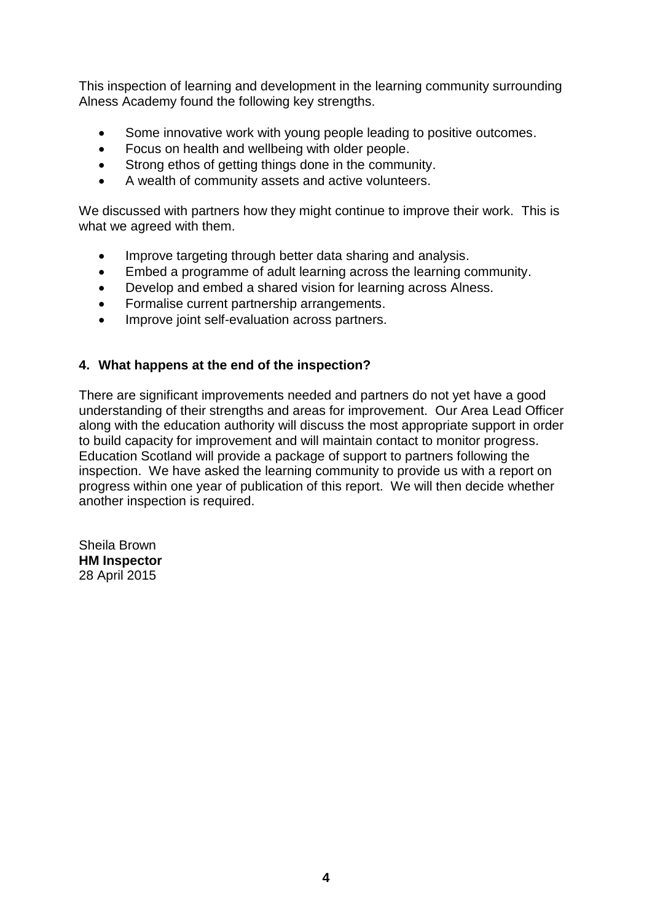This inspection of learning and development in the learning community surrounding Alness Academy found the following key strengths.

- Some innovative work with young people leading to positive outcomes.
- Focus on health and wellbeing with older people.
- Strong ethos of getting things done in the community.
- A wealth of community assets and active volunteers.

We discussed with partners how they might continue to improve their work. This is what we agreed with them.

- Improve targeting through better data sharing and analysis.
- Embed a programme of adult learning across the learning community.
- Develop and embed a shared vision for learning across Alness.
- Formalise current partnership arrangements.
- Improve joint self-evaluation across partners.

## 4. What happens at the end of the inspection?

There are significant improvements needed and partners do not yet have a good understanding of their strengths and areas for improvement. Our Area Lead Officer along with the education authority will discuss the most appropriate support in order to build capacity for improvement and will maintain contact to monitor progress. Education Scotland will provide a package of support to partners following the inspection. We have asked the learning community to provide us with a report on progress within one year of publication of this report. We will then decide whether another inspection is required.

Sheila Brown
**HM Inspector**
28 April 2015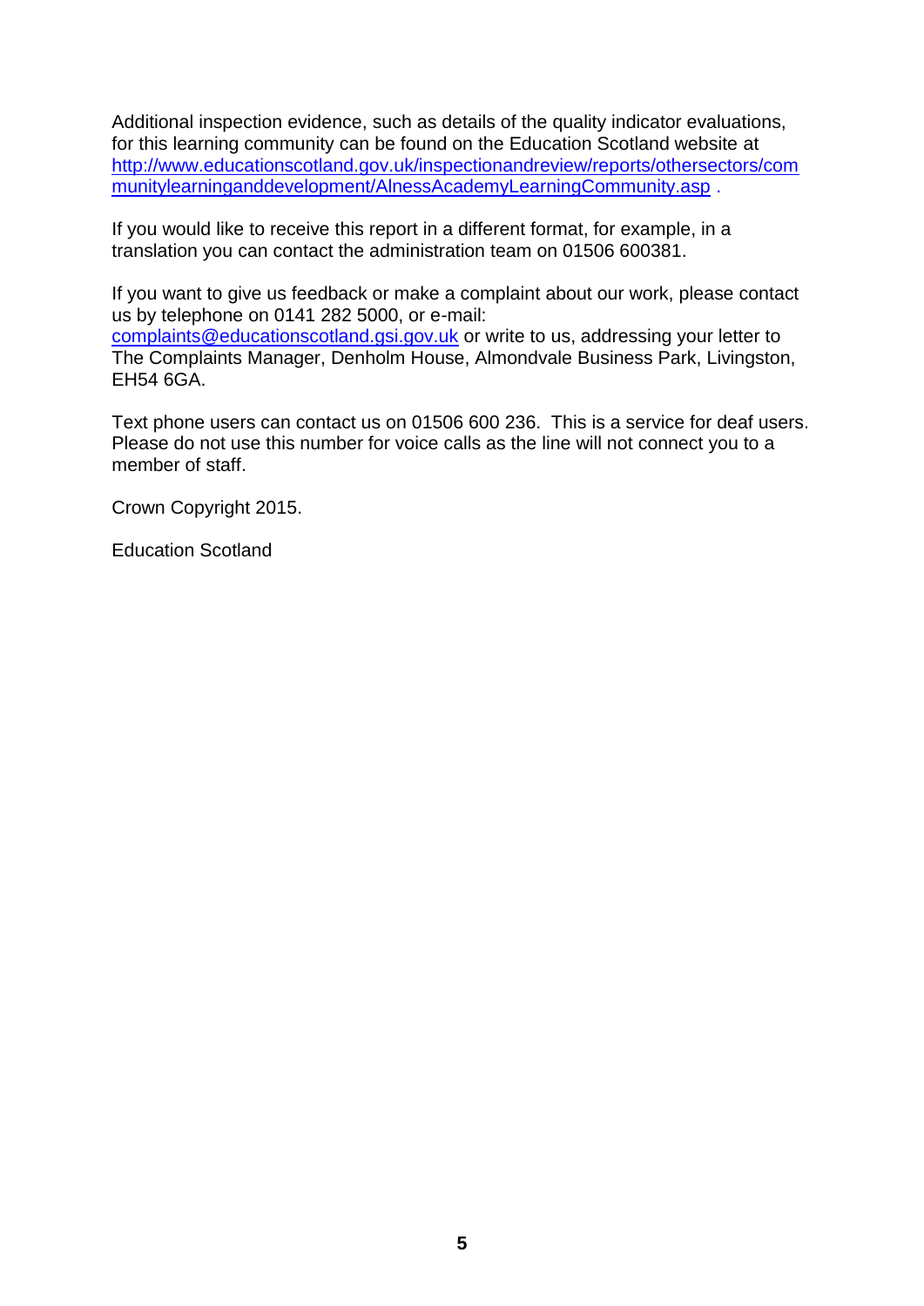Additional inspection evidence, such as details of the quality indicator evaluations, for this learning community can be found on the Education Scotland website at http://www.educationscotland.gov.uk/inspectionandreview/reports/othersectors/communitylearninganddevelopment/AlnessAcademyLearningCommunity.asp .

If you would like to receive this report in a different format, for example, in a translation you can contact the administration team on 01506 600381.

If you want to give us feedback or make a complaint about our work, please contact us by telephone on 0141 282 5000, or e-mail: complaints@educationscotland.gsi.gov.uk or write to us, addressing your letter to The Complaints Manager, Denholm House, Almondvale Business Park, Livingston, EH54 6GA.

Text phone users can contact us on 01506 600 236. This is a service for deaf users. Please do not use this number for voice calls as the line will not connect you to a member of staff.

Crown Copyright 2015.

Education Scotland